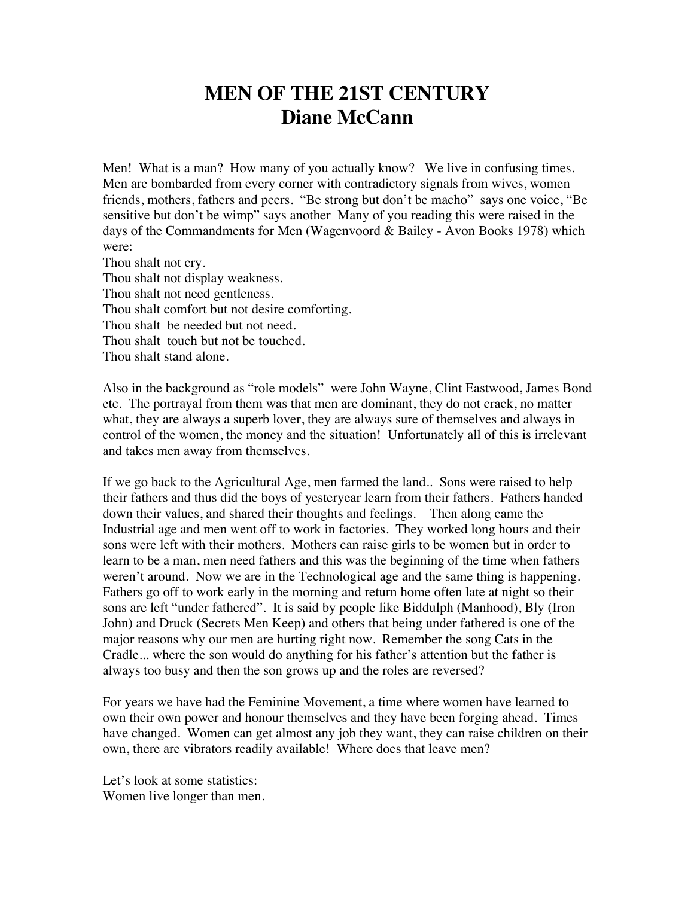# MEN OF THE 21ST CENTURY
# Diane McCann

Men! What is a man? How many of you actually know? We live in confusing times. Men are bombarded from every corner with contradictory signals from wives, women friends, mothers, fathers and peers. "Be strong but don't be macho" says one voice, "Be sensitive but don't be wimp" says another Many of you reading this were raised in the days of the Commandments for Men (Wagenvoord & Bailey - Avon Books 1978) which were:

Thou shalt not cry.
Thou shalt not display weakness.
Thou shalt not need gentleness.
Thou shalt comfort but not desire comforting.
Thou shalt be needed but not need.
Thou shalt touch but not be touched.
Thou shalt stand alone.

Also in the background as "role models" were John Wayne, Clint Eastwood, James Bond etc. The portrayal from them was that men are dominant, they do not crack, no matter what, they are always a superb lover, they are always sure of themselves and always in control of the women, the money and the situation! Unfortunately all of this is irrelevant and takes men away from themselves.

If we go back to the Agricultural Age, men farmed the land.. Sons were raised to help their fathers and thus did the boys of yesteryear learn from their fathers. Fathers handed down their values, and shared their thoughts and feelings. Then along came the Industrial age and men went off to work in factories. They worked long hours and their sons were left with their mothers. Mothers can raise girls to be women but in order to learn to be a man, men need fathers and this was the beginning of the time when fathers weren't around. Now we are in the Technological age and the same thing is happening. Fathers go off to work early in the morning and return home often late at night so their sons are left "under fathered". It is said by people like Biddulph (Manhood), Bly (Iron John) and Druck (Secrets Men Keep) and others that being under fathered is one of the major reasons why our men are hurting right now. Remember the song Cats in the Cradle... where the son would do anything for his father's attention but the father is always too busy and then the son grows up and the roles are reversed?

For years we have had the Feminine Movement, a time where women have learned to own their own power and honour themselves and they have been forging ahead. Times have changed. Women can get almost any job they want, they can raise children on their own, there are vibrators readily available! Where does that leave men?

Let's look at some statistics:
Women live longer than men.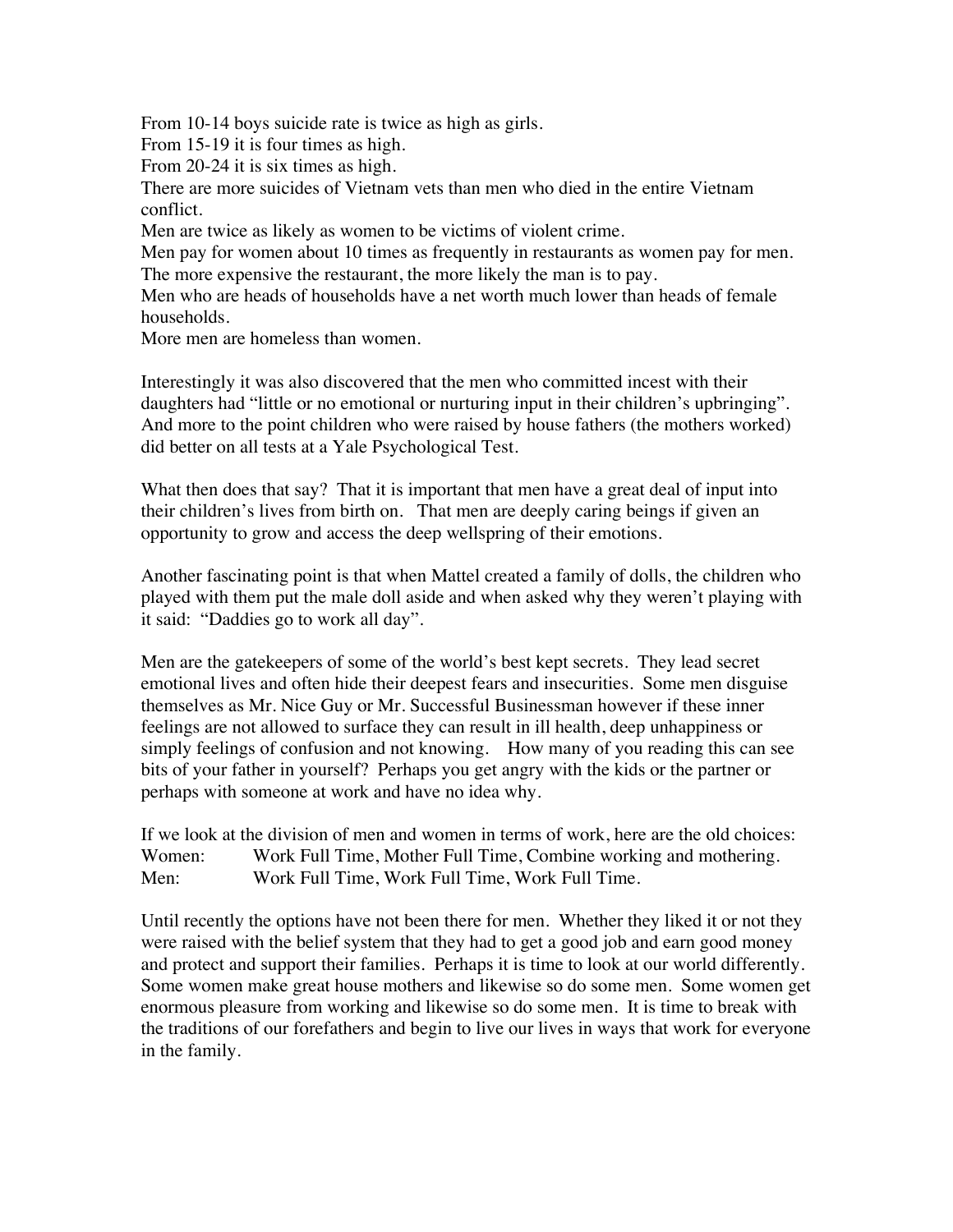From 10-14 boys suicide rate is twice as high as girls.
From 15-19 it is four times as high.
From 20-24 it is six times as high.
There are more suicides of Vietnam vets than men who died in the entire Vietnam conflict.
Men are twice as likely as women to be victims of violent crime.
Men pay for women about 10 times as frequently in restaurants as women pay for men. The more expensive the restaurant, the more likely the man is to pay.
Men who are heads of households have a net worth much lower than heads of female households.
More men are homeless than women.

Interestingly it was also discovered that the men who committed incest with their daughters had "little or no emotional or nurturing input in their children's upbringing". And more to the point children who were raised by house fathers (the mothers worked) did better on all tests at a Yale Psychological Test.

What then does that say? That it is important that men have a great deal of input into their children's lives from birth on. That men are deeply caring beings if given an opportunity to grow and access the deep wellspring of their emotions.

Another fascinating point is that when Mattel created a family of dolls, the children who played with them put the male doll aside and when asked why they weren't playing with it said: "Daddies go to work all day".

Men are the gatekeepers of some of the world's best kept secrets. They lead secret emotional lives and often hide their deepest fears and insecurities. Some men disguise themselves as Mr. Nice Guy or Mr. Successful Businessman however if these inner feelings are not allowed to surface they can result in ill health, deep unhappiness or simply feelings of confusion and not knowing. How many of you reading this can see bits of your father in yourself? Perhaps you get angry with the kids or the partner or perhaps with someone at work and have no idea why.

If we look at the division of men and women in terms of work, here are the old choices:
Women: Work Full Time, Mother Full Time, Combine working and mothering.
Men: Work Full Time, Work Full Time, Work Full Time.

Until recently the options have not been there for men. Whether they liked it or not they were raised with the belief system that they had to get a good job and earn good money and protect and support their families. Perhaps it is time to look at our world differently. Some women make great house mothers and likewise so do some men. Some women get enormous pleasure from working and likewise so do some men. It is time to break with the traditions of our forefathers and begin to live our lives in ways that work for everyone in the family.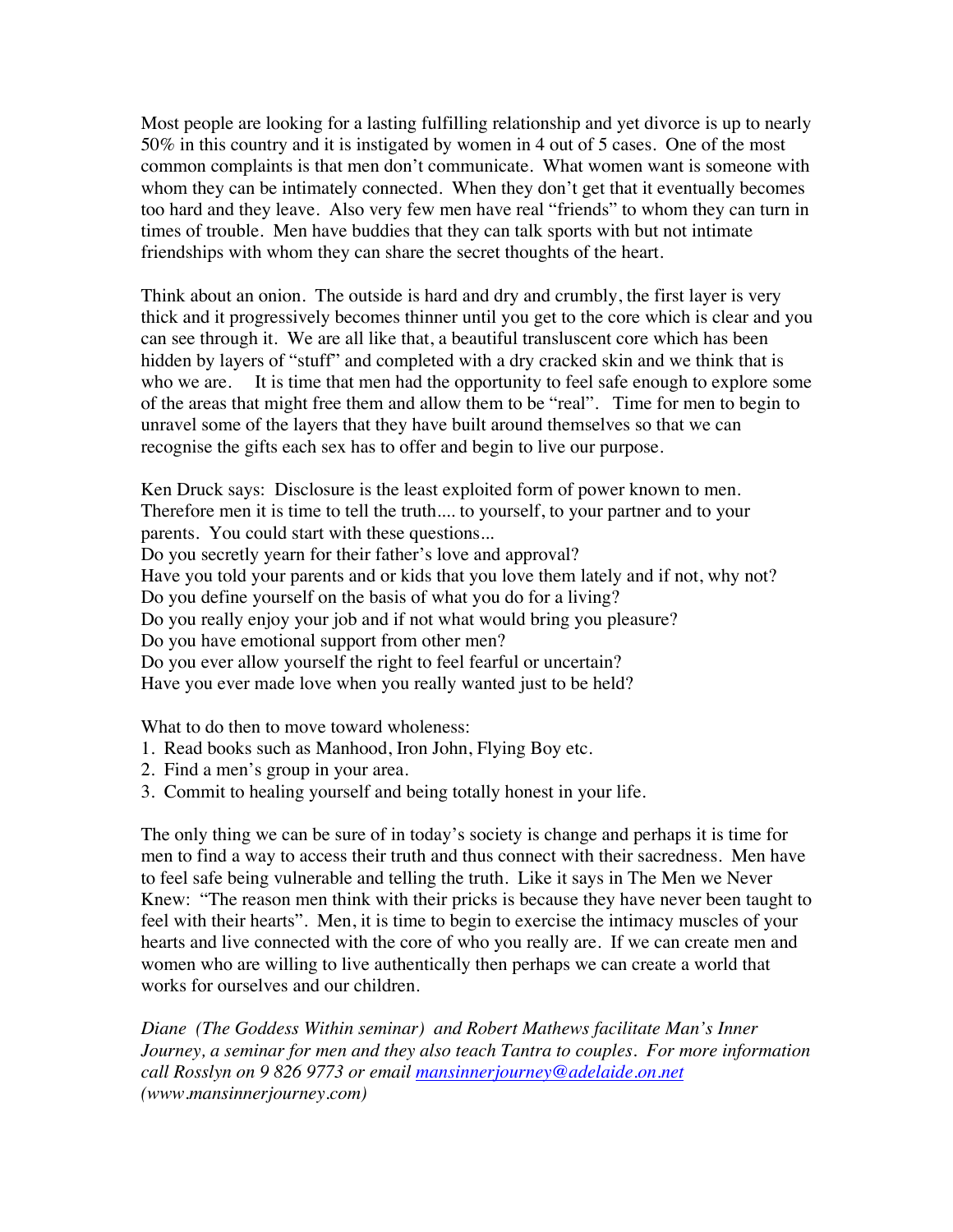Most people are looking for a lasting fulfilling relationship and yet divorce is up to nearly 50% in this country and it is instigated by women in 4 out of 5 cases. One of the most common complaints is that men don't communicate. What women want is someone with whom they can be intimately connected. When they don't get that it eventually becomes too hard and they leave. Also very few men have real "friends" to whom they can turn in times of trouble. Men have buddies that they can talk sports with but not intimate friendships with whom they can share the secret thoughts of the heart.

Think about an onion. The outside is hard and dry and crumbly, the first layer is very thick and it progressively becomes thinner until you get to the core which is clear and you can see through it. We are all like that, a beautiful translucent core which has been hidden by layers of "stuff" and completed with a dry cracked skin and we think that is who we are. It is time that men had the opportunity to feel safe enough to explore some of the areas that might free them and allow them to be "real". Time for men to begin to unravel some of the layers that they have built around themselves so that we can recognise the gifts each sex has to offer and begin to live our purpose.

Ken Druck says: Disclosure is the least exploited form of power known to men. Therefore men it is time to tell the truth.... to yourself, to your partner and to your parents. You could start with these questions...
Do you secretly yearn for their father's love and approval?
Have you told your parents and or kids that you love them lately and if not, why not?
Do you define yourself on the basis of what you do for a living?
Do you really enjoy your job and if not what would bring you pleasure?
Do you have emotional support from other men?
Do you ever allow yourself the right to feel fearful or uncertain?
Have you ever made love when you really wanted just to be held?

What to do then to move toward wholeness:

1. Read books such as Manhood, Iron John, Flying Boy etc.
2. Find a men's group in your area.
3. Commit to healing yourself and being totally honest in your life.

The only thing we can be sure of in today's society is change and perhaps it is time for men to find a way to access their truth and thus connect with their sacredness. Men have to feel safe being vulnerable and telling the truth. Like it says in The Men we Never Knew: "The reason men think with their pricks is because they have never been taught to feel with their hearts". Men, it is time to begin to exercise the intimacy muscles of your hearts and live connected with the core of who you really are. If we can create men and women who are willing to live authentically then perhaps we can create a world that works for ourselves and our children.

*Diane (The Goddess Within seminar) and Robert Mathews facilitate Man's Inner Journey, a seminar for men and they also teach Tantra to couples. For more information call Rosslyn on 9 826 9773 or email [mansinnerjourney@adelaide.on.net](mailto:mansinnerjourney@adelaide.on.net) (www.mansinnerjourney.com)*